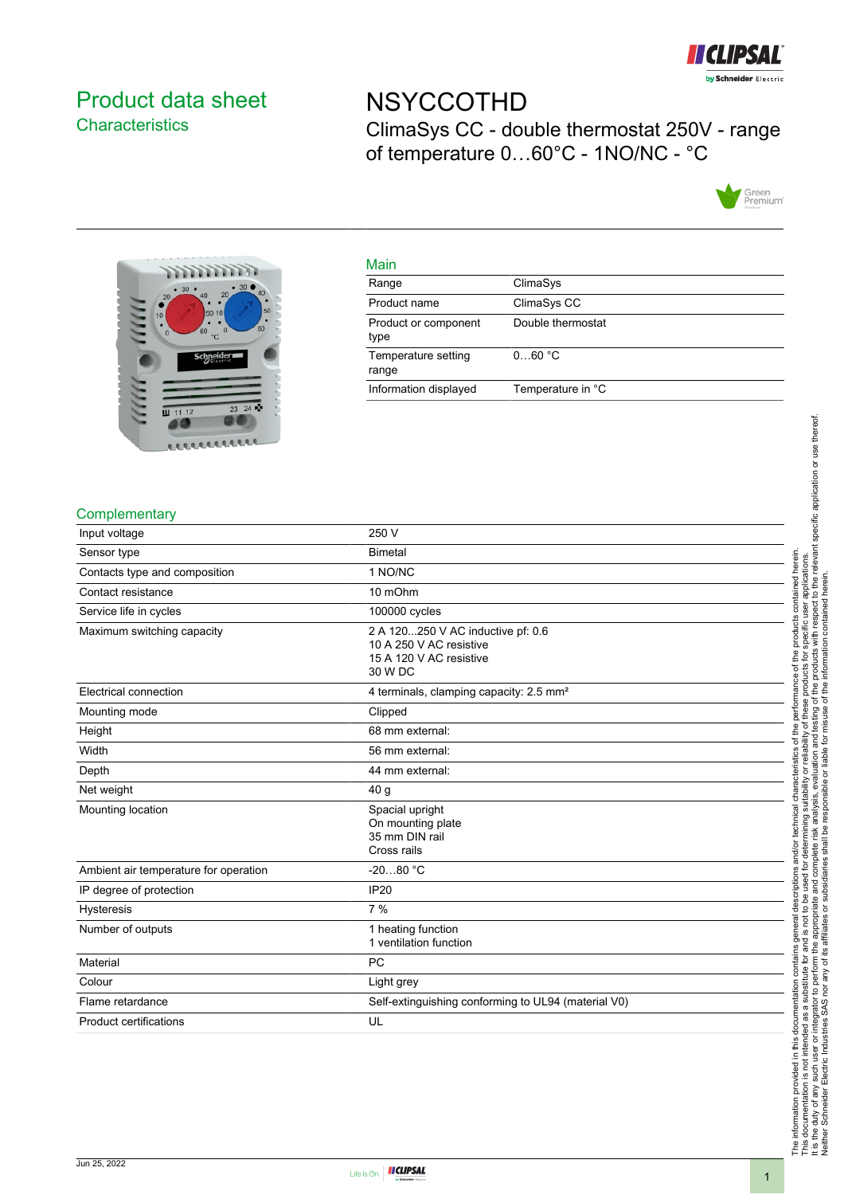# Product data sheet
## Characteristics

# NSYCCOTHD
ClimaSys CC - double thermostat 250V - range of temperature 0…60°C - 1NO/NC - °C

### Main

| | |
|---|---|
| Range | ClimaSys |
| Product name | ClimaSys CC |
| Product or component type | Double thermostat |
| Temperature setting range | 0…60 °C |
| Information displayed | Temperature in °C |

### Complementary

| | |
|---|---|
| Input voltage | 250 V |
| Sensor type | Bimetal |
| Contacts type and composition | 1 NO/NC |
| Contact resistance | 10 mOhm |
| Service life in cycles | 100000 cycles |
| Maximum switching capacity | 2 A 120...250 V AC inductive pf: 0.6<br>10 A 250 V AC resistive<br>15 A 120 V AC resistive<br>30 W DC |
| Electrical connection | 4 terminals, clamping capacity: 2.5 mm² |
| Mounting mode | Clipped |
| Height | 68 mm external: |
| Width | 56 mm external: |
| Depth | 44 mm external: |
| Net weight | 40 g |
| Mounting location | Spacial upright<br>On mounting plate<br>35 mm DIN rail<br>Cross rails |
| Ambient air temperature for operation | -20…80 °C |
| IP degree of protection | IP20 |
| Hysteresis | 7 % |
| Number of outputs | 1 heating function<br>1 ventilation function |
| Material | PC |
| Colour | Light grey |
| Flame retardance | Self-extinguishing conforming to UL94 (material V0) |
| Product certifications | UL |

The information provided in this documentation contains general descriptions and/or technical characteristics of the performance of the products contained herein. This documentation is not intended as a substitute for and is not to be used for determining suitability or reliability of these products for specific user applications. It is the duty of any such user or integrator to perform the appropriate and complete risk analysis, evaluation and testing of the products with respect to the relevant specific application or use thereof. Neither Schneider Electric Industries SAS nor any of its affiliates or subsidiaries shall be responsible or liable for misuse of the information contained herein.

Jun 25, 2022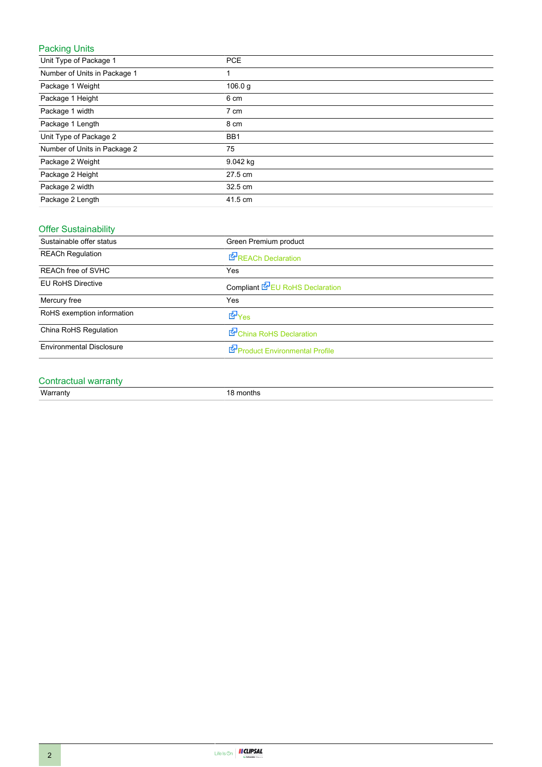## Packing Units

| | |
|---|---|
| Unit Type of Package 1 | PCE |
| Number of Units in Package 1 | 1 |
| Package 1 Weight | 106.0 g |
| Package 1 Height | 6 cm |
| Package 1 width | 7 cm |
| Package 1 Length | 8 cm |
| Unit Type of Package 2 | BB1 |
| Number of Units in Package 2 | 75 |
| Package 2 Weight | 9.042 kg |
| Package 2 Height | 27.5 cm |
| Package 2 width | 32.5 cm |
| Package 2 Length | 41.5 cm |

## Offer Sustainability

| | |
|---|---|
| Sustainable offer status | Green Premium product |
| REACh Regulation | REACh Declaration |
| REACh free of SVHC | Yes |
| EU RoHS Directive | Compliant EU RoHS Declaration |
| Mercury free | Yes |
| RoHS exemption information | Yes |
| China RoHS Regulation | China RoHS Declaration |
| Environmental Disclosure | Product Environmental Profile |

## Contractual warranty

| | |
|---|---|
| Warranty | 18 months |